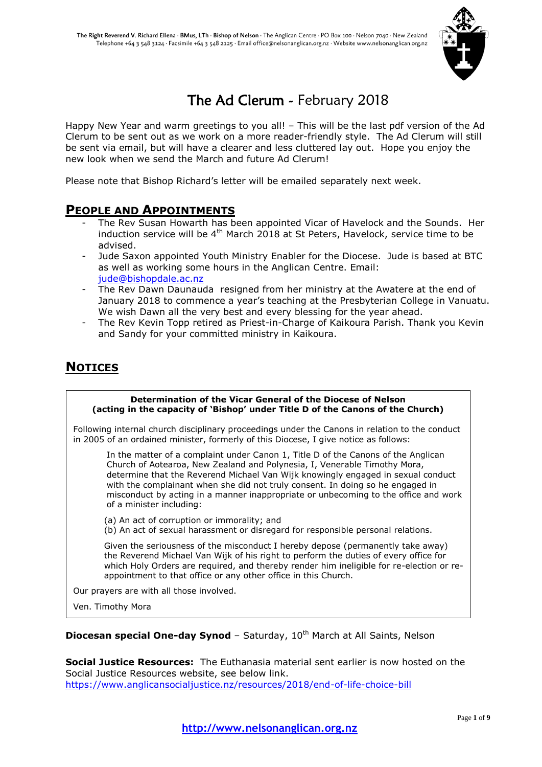The Right Reverend V. Richard Ellena · BMus, LTh · Bishop of Nelson · The Anglican Centre · PO Box 100 · Nelson 7040 · New Zealand
Telephone +64 3 548 3124 · Facsimile +64 3 548 2125 · Email office@nelsonanglican.org.nz · Website www.nelsonanglican.org.nz

# The Ad Clerum - February 2018

Happy New Year and warm greetings to you all! – This will be the last pdf version of the Ad Clerum to be sent out as we work on a more reader-friendly style. The Ad Clerum will still be sent via email, but will have a clearer and less cluttered lay out. Hope you enjoy the new look when we send the March and future Ad Clerum!

Please note that Bishop Richard's letter will be emailed separately next week.

## PEOPLE AND APPOINTMENTS

- The Rev Susan Howarth has been appointed Vicar of Havelock and the Sounds. Her induction service will be 4th March 2018 at St Peters, Havelock, service time to be advised.
- Jude Saxon appointed Youth Ministry Enabler for the Diocese. Jude is based at BTC as well as working some hours in the Anglican Centre. Email: jude@bishopdale.ac.nz
- The Rev Dawn Daunauda resigned from her ministry at the Awatere at the end of January 2018 to commence a year's teaching at the Presbyterian College in Vanuatu. We wish Dawn all the very best and every blessing for the year ahead.
- The Rev Kevin Topp retired as Priest-in-Charge of Kaikoura Parish. Thank you Kevin and Sandy for your committed ministry in Kaikoura.

## NOTICES

**Determination of the Vicar General of the Diocese of Nelson**
**(acting in the capacity of 'Bishop' under Title D of the Canons of the Church)**

Following internal church disciplinary proceedings under the Canons in relation to the conduct in 2005 of an ordained minister, formerly of this Diocese, I give notice as follows:

> In the matter of a complaint under Canon 1, Title D of the Canons of the Anglican Church of Aotearoa, New Zealand and Polynesia, I, Venerable Timothy Mora, determine that the Reverend Michael Van Wijk knowingly engaged in sexual conduct with the complainant when she did not truly consent. In doing so he engaged in misconduct by acting in a manner inappropriate or unbecoming to the office and work of a minister including:
>
> (a) An act of corruption or immorality; and
> (b) An act of sexual harassment or disregard for responsible personal relations.
>
> Given the seriousness of the misconduct I hereby depose (permanently take away) the Reverend Michael Van Wijk of his right to perform the duties of every office for which Holy Orders are required, and thereby render him ineligible for re-election or re-appointment to that office or any other office in this Church.

Our prayers are with all those involved.

Ven. Timothy Mora

**Diocesan special One-day Synod** – Saturday, 10th March at All Saints, Nelson

**Social Justice Resources:** The Euthanasia material sent earlier is now hosted on the Social Justice Resources website, see below link.
https://www.anglicansocialjustice.nz/resources/2018/end-of-life-choice-bill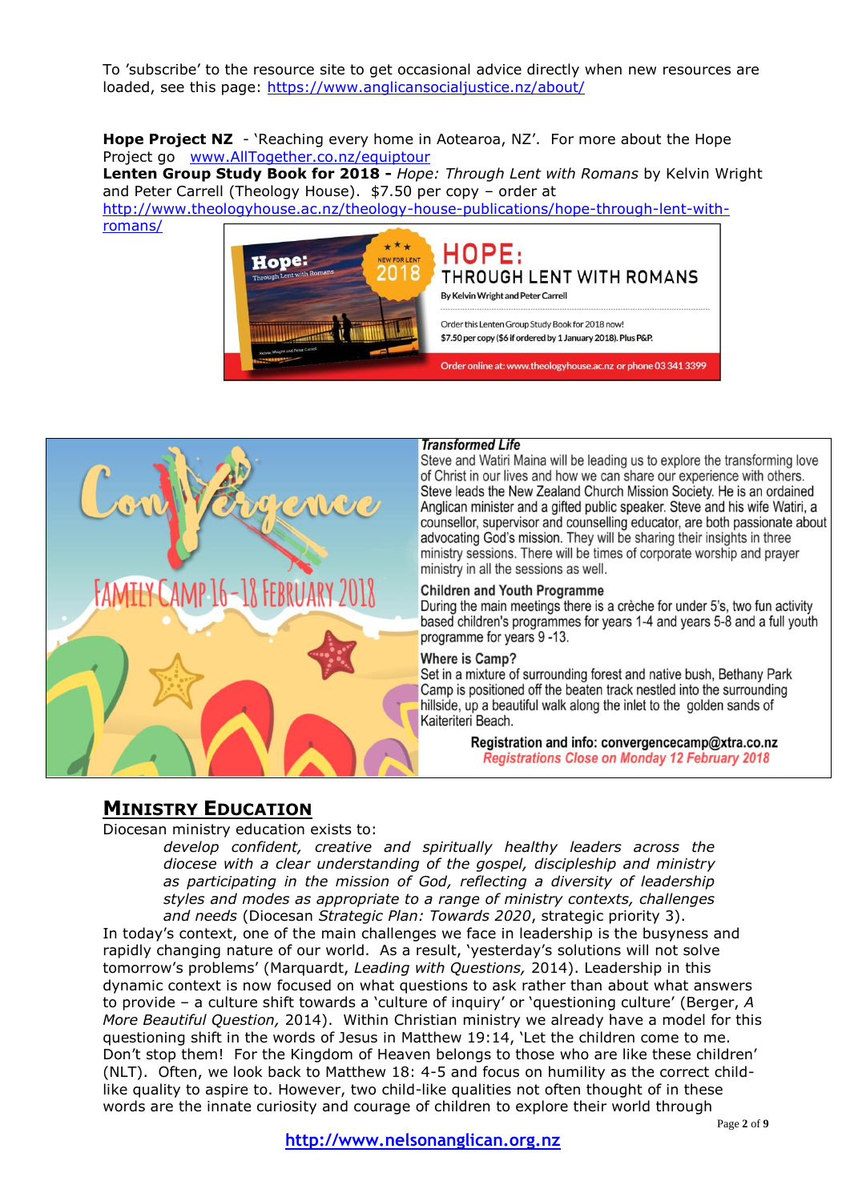To 'subscribe' to the resource site to get occasional advice directly when new resources are loaded, see this page: https://www.anglicansocialjustice.nz/about/

**Hope Project NZ** - 'Reaching every home in Aotearoa, NZ'. For more about the Hope Project go www.AllTogether.co.nz/equiptour

**Lenten Group Study Book for 2018 -** *Hope: Through Lent with Romans* by Kelvin Wright and Peter Carrell (Theology House). $7.50 per copy – order at http://www.theologyhouse.ac.nz/theology-house-publications/hope-through-lent-with-romans/

**HOPE: THROUGH LENT WITH ROMANS**

By Kelvin Wright and Peter Carrell

NEW FOR LENT 2018

Order this Lenten Group Study Book for 2018 now!
$7.50 per copy ($6 if ordered by 1 January 2018). Plus P&P.

Order online at: www.theologyhouse.ac.nz or phone 03 341 3399

**ConVergence**

**FAMILY CAMP 16 - 18 FEBRUARY 2018**

***Transformed Life***

Steve and Watiri Maina will be leading us to explore the transforming love of Christ in our lives and how we can share our experience with others. Steve leads the New Zealand Church Mission Society. He is an ordained Anglican minister and a gifted public speaker. Steve and his wife Watiri, a counsellor, supervisor and counselling educator, are both passionate about advocating God's mission. They will be sharing their insights in three ministry sessions. There will be times of corporate worship and prayer ministry in all the sessions as well.

**Children and Youth Programme**

During the main meetings there is a crèche for under 5's, two fun activity based children's programmes for years 1-4 and years 5-8 and a full youth programme for years 9 -13.

**Where is Camp?**

Set in a mixture of surrounding forest and native bush, Bethany Park Camp is positioned off the beaten track nestled into the surrounding hillside, up a beautiful walk along the inlet to the golden sands of Kaiteriteri Beach.

**Registration and info: convergencecamp@xtra.co.nz**

***Registrations Close on Monday 12 February 2018***

## Ministry Education

Diocesan ministry education exists to:

> *develop confident, creative and spiritually healthy leaders across the diocese with a clear understanding of the gospel, discipleship and ministry as participating in the mission of God, reflecting a diversity of leadership styles and modes as appropriate to a range of ministry contexts, challenges and needs* (Diocesan *Strategic Plan: Towards 2020*, strategic priority 3).

In today's context, one of the main challenges we face in leadership is the busyness and rapidly changing nature of our world. As a result, 'yesterday's solutions will not solve tomorrow's problems' (Marquardt, *Leading with Questions,* 2014). Leadership in this dynamic context is now focused on what questions to ask rather than about what answers to provide – a culture shift towards a 'culture of inquiry' or 'questioning culture' (Berger, *A More Beautiful Question,* 2014). Within Christian ministry we already have a model for this questioning shift in the words of Jesus in Matthew 19:14, 'Let the children come to me. Don't stop them! For the Kingdom of Heaven belongs to those who are like these children' (NLT). Often, we look back to Matthew 18: 4-5 and focus on humility as the correct child-like quality to aspire to. However, two child-like qualities not often thought of in these words are the innate curiosity and courage of children to explore their world through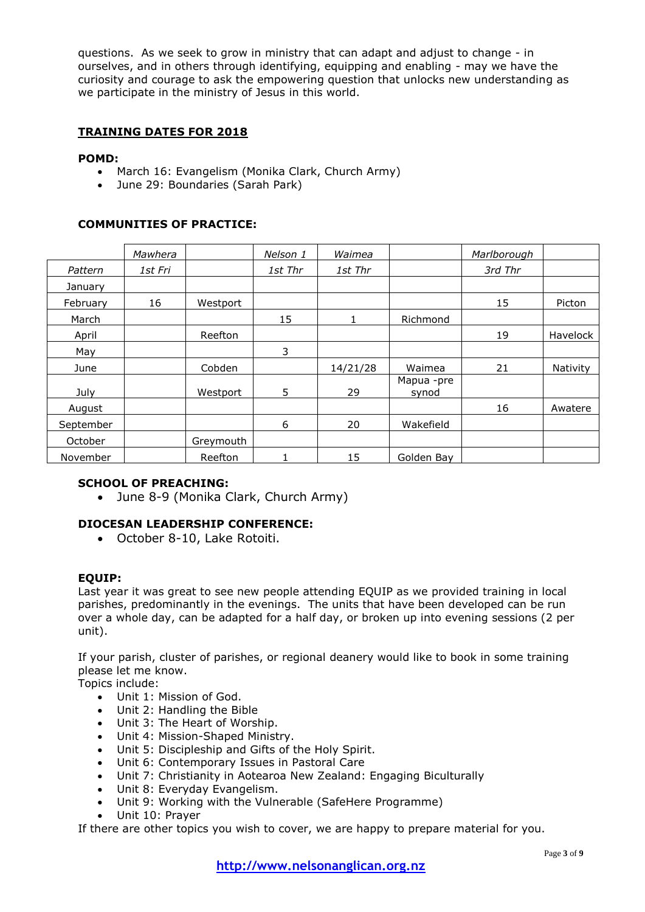questions. As we seek to grow in ministry that can adapt and adjust to change - in ourselves, and in others through identifying, equipping and enabling - may we have the curiosity and courage to ask the empowering question that unlocks new understanding as we participate in the ministry of Jesus in this world.

## TRAINING DATES FOR 2018

**POMD:**

- March 16: Evangelism (Monika Clark, Church Army)
- June 29: Boundaries (Sarah Park)

**COMMUNITIES OF PRACTICE:**

| | *Mawhera* | | *Nelson 1* | *Waimea* | | *Marlborough* | |
|---|---|---|---|---|---|---|---|
| *Pattern* | *1st Fri* | | *1st Thr* | *1st Thr* | | *3rd Thr* | |
| January | | | | | | | |
| February | 16 | Westport | | | | 15 | Picton |
| March | | | 15 | 1 | Richmond | | |
| April | | Reefton | | | | 19 | Havelock |
| May | | | 3 | | | | |
| June | | Cobden | | 14/21/28 | Waimea | 21 | Nativity |
| July | | Westport | 5 | 29 | Mapua -pre synod | | |
| August | | | | | | 16 | Awatere |
| September | | | 6 | 20 | Wakefield | | |
| October | | Greymouth | | | | | |
| November | | Reefton | 1 | 15 | Golden Bay | | |

**SCHOOL OF PREACHING:**

- June 8-9 (Monika Clark, Church Army)

**DIOCESAN LEADERSHIP CONFERENCE:**

- October 8-10, Lake Rotoiti.

**EQUIP:**

Last year it was great to see new people attending EQUIP as we provided training in local parishes, predominantly in the evenings. The units that have been developed can be run over a whole day, can be adapted for a half day, or broken up into evening sessions (2 per unit).

If your parish, cluster of parishes, or regional deanery would like to book in some training please let me know.

Topics include:

- Unit 1: Mission of God.
- Unit 2: Handling the Bible
- Unit 3: The Heart of Worship.
- Unit 4: Mission-Shaped Ministry.
- Unit 5: Discipleship and Gifts of the Holy Spirit.
- Unit 6: Contemporary Issues in Pastoral Care
- Unit 7: Christianity in Aotearoa New Zealand: Engaging Biculturally
- Unit 8: Everyday Evangelism.
- Unit 9: Working with the Vulnerable (SafeHere Programme)
- Unit 10: Prayer

If there are other topics you wish to cover, we are happy to prepare material for you.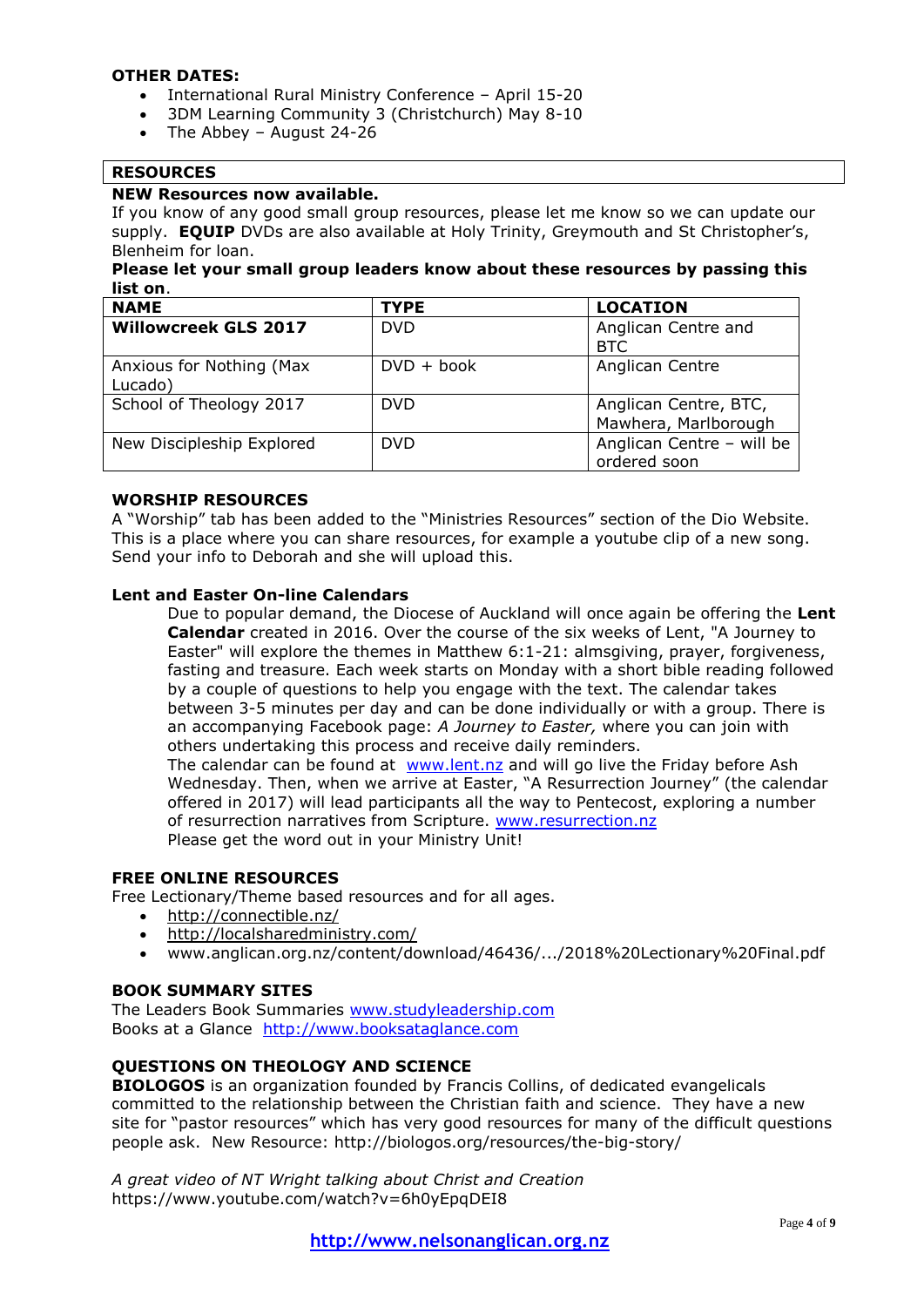**OTHER DATES:**

- International Rural Ministry Conference – April 15-20
- 3DM Learning Community 3 (Christchurch) May 8-10
- The Abbey – August 24-26

## RESOURCES

**NEW Resources now available.**

If you know of any good small group resources, please let me know so we can update our supply. **EQUIP** DVDs are also available at Holy Trinity, Greymouth and St Christopher's, Blenheim for loan.

**Please let your small group leaders know about these resources by passing this list on**.

| NAME | TYPE | LOCATION |
|---|---|---|
| **Willowcreek GLS 2017** | DVD | Anglican Centre and BTC |
| Anxious for Nothing (Max Lucado) | DVD + book | Anglican Centre |
| School of Theology 2017 | DVD | Anglican Centre, BTC, Mawhera, Marlborough |
| New Discipleship Explored | DVD | Anglican Centre – will be ordered soon |

**WORSHIP RESOURCES**

A "Worship" tab has been added to the "Ministries Resources" section of the Dio Website. This is a place where you can share resources, for example a youtube clip of a new song. Send your info to Deborah and she will upload this.

**Lent and Easter On-line Calendars**

Due to popular demand, the Diocese of Auckland will once again be offering the **Lent Calendar** created in 2016. Over the course of the six weeks of Lent, "A Journey to Easter" will explore the themes in Matthew 6:1-21: almsgiving, prayer, forgiveness, fasting and treasure. Each week starts on Monday with a short bible reading followed by a couple of questions to help you engage with the text. The calendar takes between 3-5 minutes per day and can be done individually or with a group. There is an accompanying Facebook page: *A Journey to Easter,* where you can join with others undertaking this process and receive daily reminders.

The calendar can be found at www.lent.nz and will go live the Friday before Ash Wednesday. Then, when we arrive at Easter, "A Resurrection Journey" (the calendar offered in 2017) will lead participants all the way to Pentecost, exploring a number of resurrection narratives from Scripture. www.resurrection.nz

Please get the word out in your Ministry Unit!

**FREE ONLINE RESOURCES**

Free Lectionary/Theme based resources and for all ages.

- http://connectible.nz/
- http://localsharedministry.com/
- www.anglican.org.nz/content/download/46436/.../2018%20Lectionary%20Final.pdf

**BOOK SUMMARY SITES**

The Leaders Book Summaries www.studyleadership.com
Books at a Glance http://www.booksataglance.com

**QUESTIONS ON THEOLOGY AND SCIENCE**

**BIOLOGOS** is an organization founded by Francis Collins, of dedicated evangelicals committed to the relationship between the Christian faith and science. They have a new site for "pastor resources" which has very good resources for many of the difficult questions people ask. New Resource: http://biologos.org/resources/the-big-story/

*A great video of NT Wright talking about Christ and Creation*
https://www.youtube.com/watch?v=6h0yEpqDEI8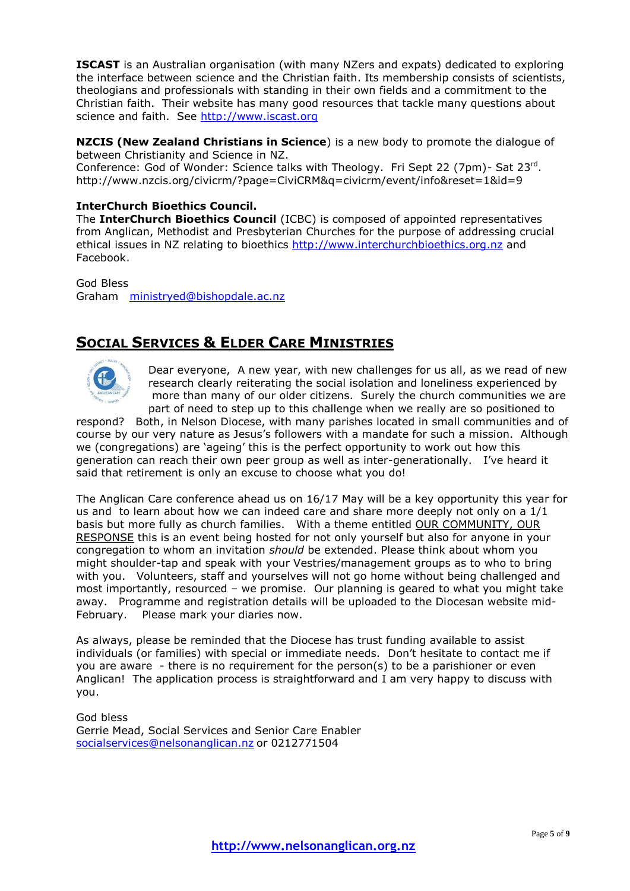**ISCAST** is an Australian organisation (with many NZers and expats) dedicated to exploring the interface between science and the Christian faith. Its membership consists of scientists, theologians and professionals with standing in their own fields and a commitment to the Christian faith. Their website has many good resources that tackle many questions about science and faith. See http://www.iscast.org

**NZCIS (New Zealand Christians in Science**) is a new body to promote the dialogue of between Christianity and Science in NZ.
Conference: God of Wonder: Science talks with Theology. Fri Sept 22 (7pm)- Sat 23rd.
http://www.nzcis.org/civicrm/?page=CiviCRM&q=civicrm/event/info&reset=1&id=9

**InterChurch Bioethics Council.**
The **InterChurch Bioethics Council** (ICBC) is composed of appointed representatives from Anglican, Methodist and Presbyterian Churches for the purpose of addressing crucial ethical issues in NZ relating to bioethics http://www.interchurchbioethics.org.nz and Facebook.

God Bless
Graham ministryed@bishopdale.ac.nz

## SOCIAL SERVICES & ELDER CARE MINISTRIES

Dear everyone, A new year, with new challenges for us all, as we read of new research clearly reiterating the social isolation and loneliness experienced by more than many of our older citizens. Surely the church communities we are part of need to step up to this challenge when we really are so positioned to respond? Both, in Nelson Diocese, with many parishes located in small communities and of course by our very nature as Jesus's followers with a mandate for such a mission. Although we (congregations) are 'ageing' this is the perfect opportunity to work out how this generation can reach their own peer group as well as inter-generationally. I've heard it said that retirement is only an excuse to choose what you do!

The Anglican Care conference ahead us on 16/17 May will be a key opportunity this year for us and to learn about how we can indeed care and share more deeply not only on a 1/1 basis but more fully as church families. With a theme entitled OUR COMMUNITY, OUR RESPONSE this is an event being hosted for not only yourself but also for anyone in your congregation to whom an invitation *should* be extended. Please think about whom you might shoulder-tap and speak with your Vestries/management groups as to who to bring with you. Volunteers, staff and yourselves will not go home without being challenged and most importantly, resourced – we promise. Our planning is geared to what you might take away. Programme and registration details will be uploaded to the Diocesan website mid-February. Please mark your diaries now.

As always, please be reminded that the Diocese has trust funding available to assist individuals (or families) with special or immediate needs. Don't hesitate to contact me if you are aware - there is no requirement for the person(s) to be a parishioner or even Anglican! The application process is straightforward and I am very happy to discuss with you.

God bless
Gerrie Mead, Social Services and Senior Care Enabler
socialservices@nelsonanglican.nz or 0212771504

http://www.nelsonanglican.org.nz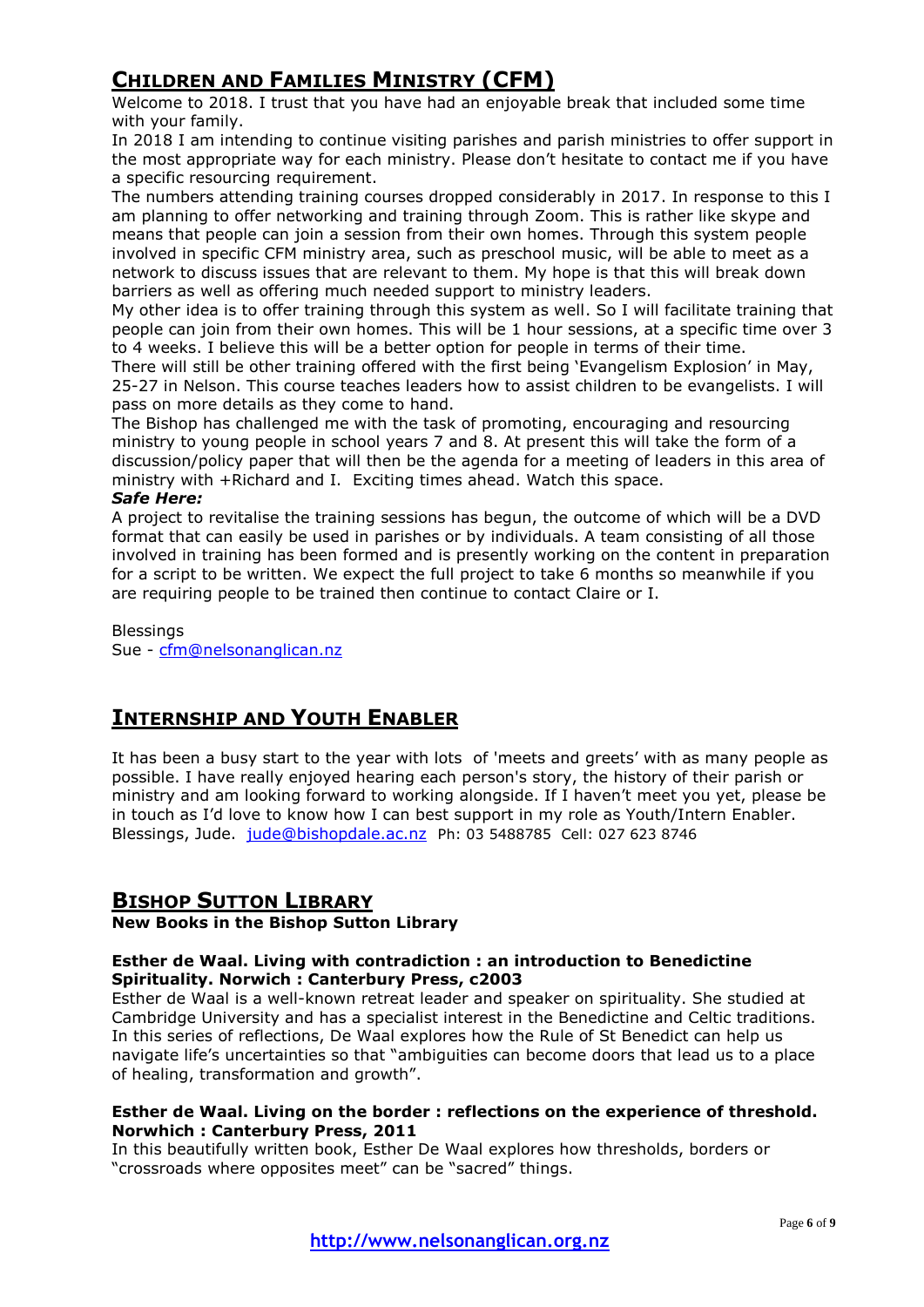## CHILDREN AND FAMILIES MINISTRY (CFM)

Welcome to 2018. I trust that you have had an enjoyable break that included some time with your family.

In 2018 I am intending to continue visiting parishes and parish ministries to offer support in the most appropriate way for each ministry. Please don't hesitate to contact me if you have a specific resourcing requirement.

The numbers attending training courses dropped considerably in 2017. In response to this I am planning to offer networking and training through Zoom. This is rather like skype and means that people can join a session from their own homes. Through this system people involved in specific CFM ministry area, such as preschool music, will be able to meet as a network to discuss issues that are relevant to them. My hope is that this will break down barriers as well as offering much needed support to ministry leaders.

My other idea is to offer training through this system as well. So I will facilitate training that people can join from their own homes. This will be 1 hour sessions, at a specific time over 3 to 4 weeks. I believe this will be a better option for people in terms of their time.

There will still be other training offered with the first being 'Evangelism Explosion' in May, 25-27 in Nelson. This course teaches leaders how to assist children to be evangelists. I will pass on more details as they come to hand.

The Bishop has challenged me with the task of promoting, encouraging and resourcing ministry to young people in school years 7 and 8. At present this will take the form of a discussion/policy paper that will then be the agenda for a meeting of leaders in this area of ministry with +Richard and I. Exciting times ahead. Watch this space.

***Safe Here:***

A project to revitalise the training sessions has begun, the outcome of which will be a DVD format that can easily be used in parishes or by individuals. A team consisting of all those involved in training has been formed and is presently working on the content in preparation for a script to be written. We expect the full project to take 6 months so meanwhile if you are requiring people to be trained then continue to contact Claire or I.

Blessings
Sue - cfm@nelsonanglican.nz

## INTERNSHIP AND YOUTH ENABLER

It has been a busy start to the year with lots of 'meets and greets' with as many people as possible. I have really enjoyed hearing each person's story, the history of their parish or ministry and am looking forward to working alongside. If I haven't meet you yet, please be in touch as I'd love to know how I can best support in my role as Youth/Intern Enabler. Blessings, Jude. jude@bishopdale.ac.nz Ph: 03 5488785 Cell: 027 623 8746

## BISHOP SUTTON LIBRARY

**New Books in the Bishop Sutton Library**

**Esther de Waal. Living with contradiction : an introduction to Benedictine Spirituality. Norwich : Canterbury Press, c2003**

Esther de Waal is a well-known retreat leader and speaker on spirituality. She studied at Cambridge University and has a specialist interest in the Benedictine and Celtic traditions. In this series of reflections, De Waal explores how the Rule of St Benedict can help us navigate life's uncertainties so that "ambiguities can become doors that lead us to a place of healing, transformation and growth".

**Esther de Waal. Living on the border : reflections on the experience of threshold. Norwhich : Canterbury Press, 2011**

In this beautifully written book, Esther De Waal explores how thresholds, borders or "crossroads where opposites meet" can be "sacred" things.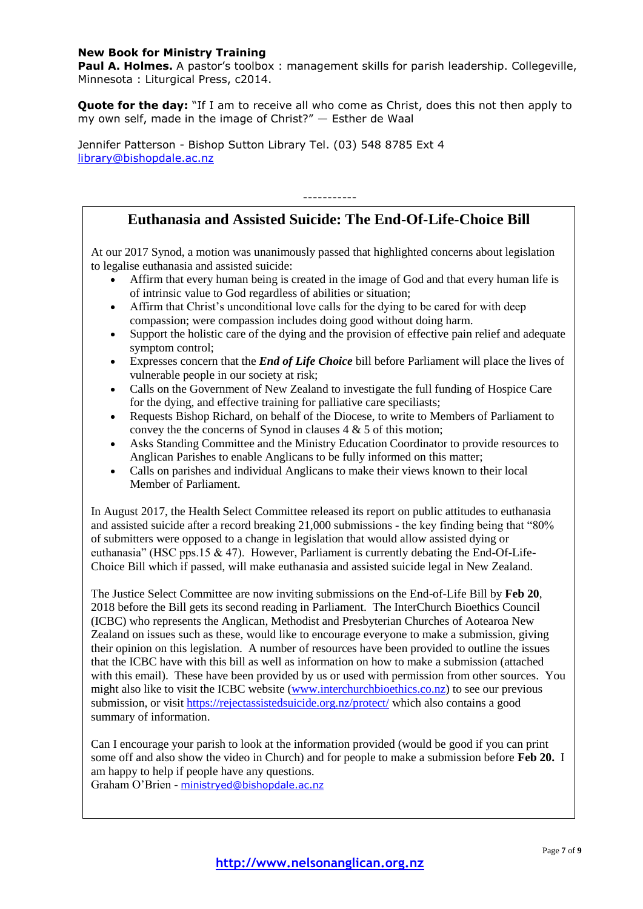**New Book for Ministry Training**

**Paul A. Holmes.** A pastor's toolbox : management skills for parish leadership. Collegeville, Minnesota : Liturgical Press, c2014.

**Quote for the day:** "If I am to receive all who come as Christ, does this not then apply to my own self, made in the image of Christ?" — Esther de Waal

Jennifer Patterson - Bishop Sutton Library Tel. (03) 548 8785 Ext 4
library@bishopdale.ac.nz

-----------

## Euthanasia and Assisted Suicide: The End-Of-Life-Choice Bill

At our 2017 Synod, a motion was unanimously passed that highlighted concerns about legislation to legalise euthanasia and assisted suicide:

- Affirm that every human being is created in the image of God and that every human life is of intrinsic value to God regardless of abilities or situation;
- Affirm that Christ's unconditional love calls for the dying to be cared for with deep compassion; were compassion includes doing good without doing harm.
- Support the holistic care of the dying and the provision of effective pain relief and adequate symptom control;
- Expresses concern that the ***End of Life Choice*** bill before Parliament will place the lives of vulnerable people in our society at risk;
- Calls on the Government of New Zealand to investigate the full funding of Hospice Care for the dying, and effective training for palliative care speciliasts;
- Requests Bishop Richard, on behalf of the Diocese, to write to Members of Parliament to convey the the concerns of Synod in clauses 4 & 5 of this motion;
- Asks Standing Committee and the Ministry Education Coordinator to provide resources to Anglican Parishes to enable Anglicans to be fully informed on this matter;
- Calls on parishes and individual Anglicans to make their views known to their local Member of Parliament.

In August 2017, the Health Select Committee released its report on public attitudes to euthanasia and assisted suicide after a record breaking 21,000 submissions - the key finding being that "80% of submitters were opposed to a change in legislation that would allow assisted dying or euthanasia" (HSC pps.15 & 47). However, Parliament is currently debating the End-Of-Life-Choice Bill which if passed, will make euthanasia and assisted suicide legal in New Zealand.

The Justice Select Committee are now inviting submissions on the End-of-Life Bill by **Feb 20**, 2018 before the Bill gets its second reading in Parliament. The InterChurch Bioethics Council (ICBC) who represents the Anglican, Methodist and Presbyterian Churches of Aotearoa New Zealand on issues such as these, would like to encourage everyone to make a submission, giving their opinion on this legislation. A number of resources have been provided to outline the issues that the ICBC have with this bill as well as information on how to make a submission (attached with this email). These have been provided by us or used with permission from other sources. You might also like to visit the ICBC website (www.interchurchbioethics.co.nz) to see our previous submission, or visit https://rejectassistedsuicide.org.nz/protect/ which also contains a good summary of information.

Can I encourage your parish to look at the information provided (would be good if you can print some off and also show the video in Church) and for people to make a submission before **Feb 20.** I am happy to help if people have any questions.
Graham O'Brien - ministryed@bishopdale.ac.nz

http://www.nelsonanglican.org.nz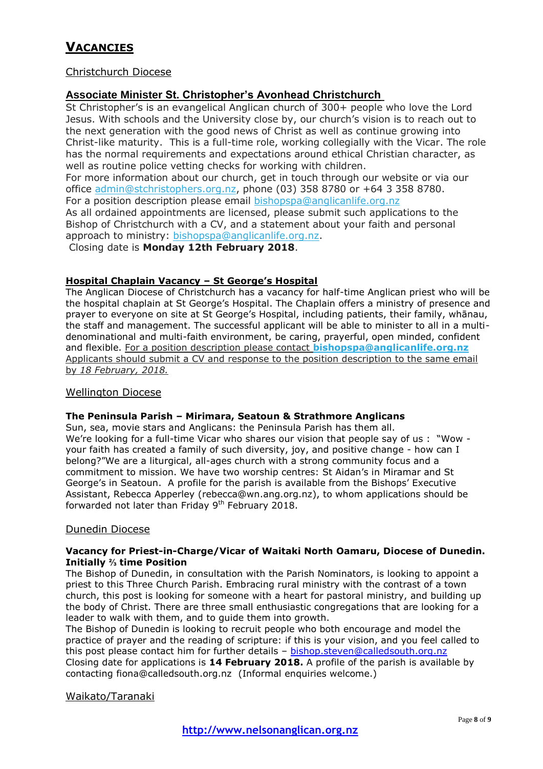# VACANCIES

## Christchurch Diocese

### Associate Minister St. Christopher's Avonhead Christchurch

St Christopher's is an evangelical Anglican church of 300+ people who love the Lord Jesus. With schools and the University close by, our church's vision is to reach out to the next generation with the good news of Christ as well as continue growing into Christ-like maturity. This is a full-time role, working collegially with the Vicar. The role has the normal requirements and expectations around ethical Christian character, as well as routine police vetting checks for working with children.

For more information about our church, get in touch through our website or via our office admin@stchristophers.org.nz, phone (03) 358 8780 or +64 3 358 8780.

For a position description please email bishopspa@anglicanlife.org.nz

As all ordained appointments are licensed, please submit such applications to the Bishop of Christchurch with a CV, and a statement about your faith and personal approach to ministry: bishopspa@anglicanlife.org.nz.

Closing date is **Monday 12th February 2018**.

### Hospital Chaplain Vacancy – St George's Hospital

The Anglican Diocese of Christchurch has a vacancy for half-time Anglican priest who will be the hospital chaplain at St George's Hospital. The Chaplain offers a ministry of presence and prayer to everyone on site at St George's Hospital, including patients, their family, whānau, the staff and management. The successful applicant will be able to minister to all in a multi-denominational and multi-faith environment, be caring, prayerful, open minded, confident and flexible. For a position description please contact **bishopspa@anglicanlife.org.nz** Applicants should submit a CV and response to the position description to the same email by *18 February, 2018.*

## Wellington Diocese

### The Peninsula Parish – Mirimara, Seatoun & Strathmore Anglicans

Sun, sea, movie stars and Anglicans: the Peninsula Parish has them all.

We're looking for a full-time Vicar who shares our vision that people say of us : "Wow - your faith has created a family of such diversity, joy, and positive change - how can I belong?"We are a liturgical, all-ages church with a strong community focus and a commitment to mission. We have two worship centres: St Aidan's in Miramar and St George's in Seatoun. A profile for the parish is available from the Bishops' Executive Assistant, Rebecca Apperley (rebecca@wn.ang.org.nz), to whom applications should be forwarded not later than Friday 9th February 2018.

## Dunedin Diocese

### Vacancy for Priest-in-Charge/Vicar of Waitaki North Oamaru, Diocese of Dunedin. Initially ⅔ time Position

The Bishop of Dunedin, in consultation with the Parish Nominators, is looking to appoint a priest to this Three Church Parish. Embracing rural ministry with the contrast of a town church, this post is looking for someone with a heart for pastoral ministry, and building up the body of Christ. There are three small enthusiastic congregations that are looking for a leader to walk with them, and to guide them into growth.

The Bishop of Dunedin is looking to recruit people who both encourage and model the practice of prayer and the reading of scripture: if this is your vision, and you feel called to this post please contact him for further details – bishop.steven@calledsouth.org.nz

Closing date for applications is **14 February 2018.** A profile of the parish is available by contacting fiona@calledsouth.org.nz (Informal enquiries welcome.)

## Waikato/Taranaki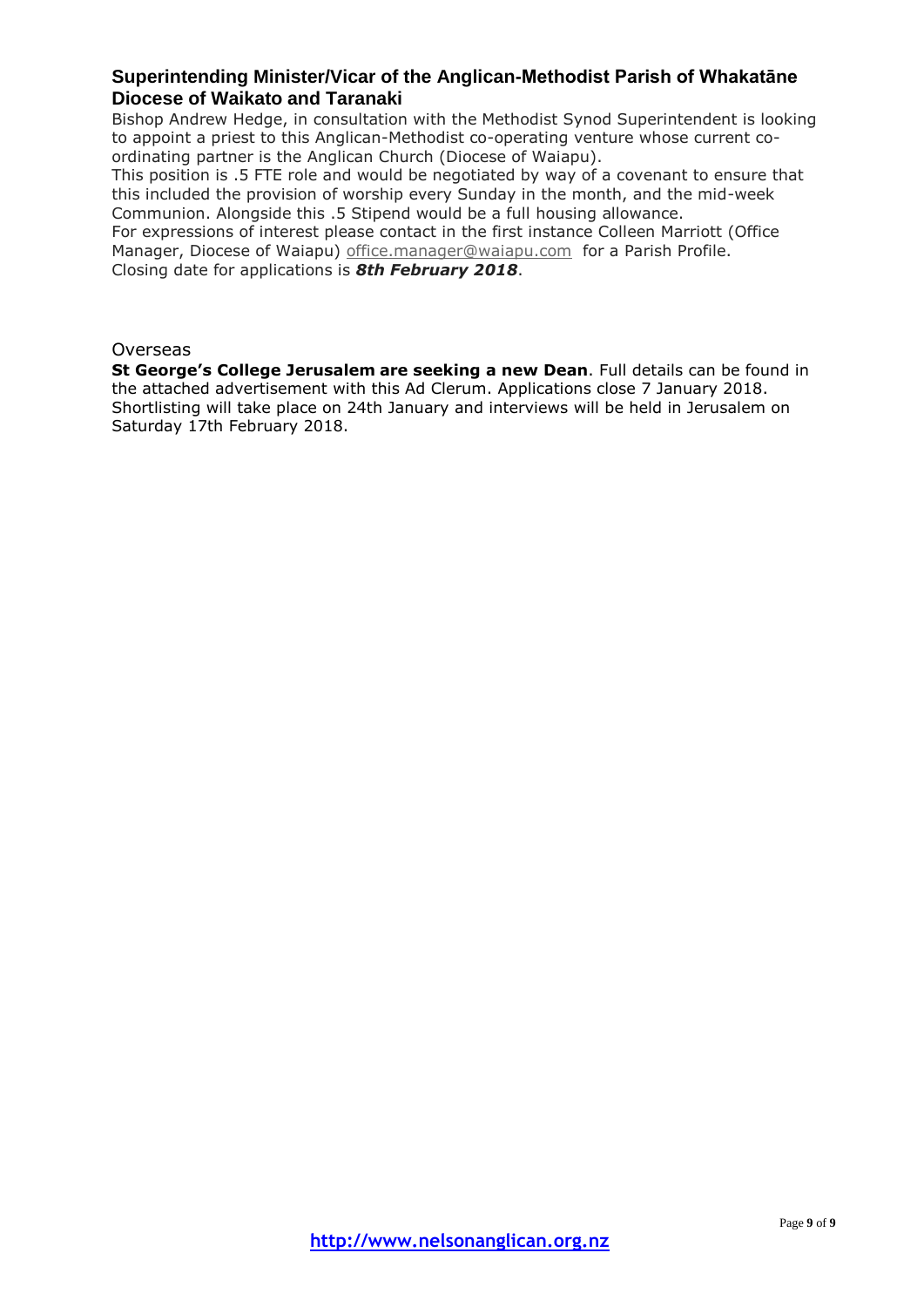### Superintending Minister/Vicar of the Anglican-Methodist Parish of Whakatāne Diocese of Waikato and Taranaki

Bishop Andrew Hedge, in consultation with the Methodist Synod Superintendent is looking to appoint a priest to this Anglican-Methodist co-operating venture whose current co-ordinating partner is the Anglican Church (Diocese of Waiapu).

This position is .5 FTE role and would be negotiated by way of a covenant to ensure that this included the provision of worship every Sunday in the month, and the mid-week Communion. Alongside this .5 Stipend would be a full housing allowance.

For expressions of interest please contact in the first instance Colleen Marriott (Office Manager, Diocese of Waiapu) office.manager@waiapu.com for a Parish Profile.

Closing date for applications is ***8th February 2018***.

Overseas

**St George's College Jerusalem are seeking a new Dean**. Full details can be found in the attached advertisement with this Ad Clerum. Applications close 7 January 2018. Shortlisting will take place on 24th January and interviews will be held in Jerusalem on Saturday 17th February 2018.